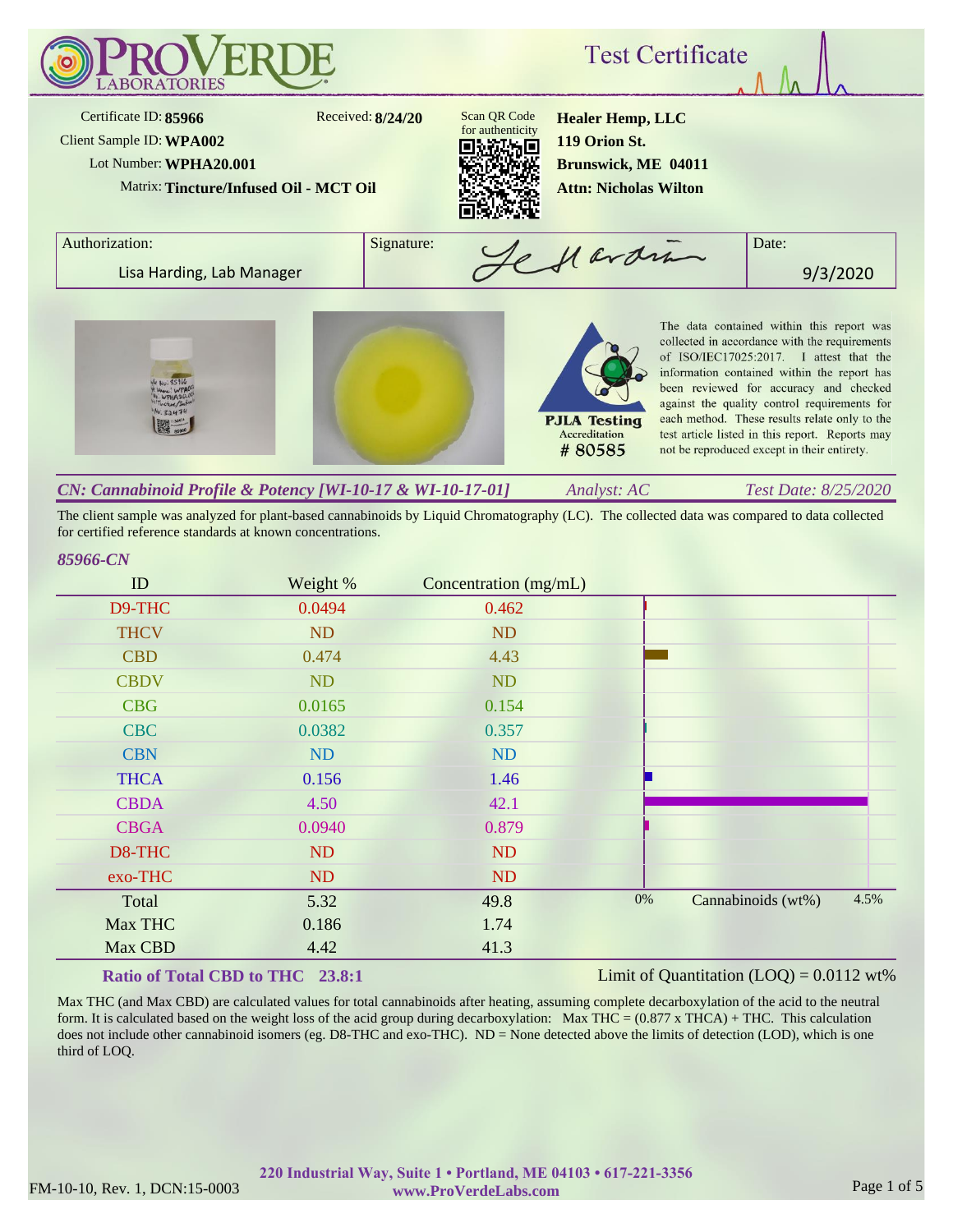# ProVerde Laboratories

## Test Certificate

Certificate ID: **85966**
Received: **8/24/20**
Client Sample ID: **WPA002**
Lot Number: **WPHA20.001**
Matrix: **Tincture/Infused Oil - MCT Oil**

Scan QR Code for authenticity

**Healer Hemp, LLC**
**119 Orion St.**
**Brunswick, ME 04011**
**Attn: Nicholas Wilton**

| Authorization: | Signature: | Date: |
|---|---|---|
| Lisa Harding, Lab Manager | | 9/3/2020 |

PJLA Testing Accreditation # 80585

The data contained within this report was collected in accordance with the requirements of ISO/IEC17025:2017. I attest that the information contained within the report has been reviewed for accuracy and checked against the quality control requirements for each method. These results relate only to the test article listed in this report. Reports may not be reproduced except in their entirety.

### *CN: Cannabinoid Profile & Potency [WI-10-17 & WI-10-17-01]*

*Analyst: AC* — *Test Date: 8/25/2020*

The client sample was analyzed for plant-based cannabinoids by Liquid Chromatography (LC). The collected data was compared to data collected for certified reference standards at known concentrations.

*85966-CN*

| ID | Weight % | Concentration (mg/mL) |
|---|---|---|
| D9-THC | 0.0494 | 0.462 |
| THCV | ND | ND |
| CBD | 0.474 | 4.43 |
| CBDV | ND | ND |
| CBG | 0.0165 | 0.154 |
| CBC | 0.0382 | 0.357 |
| CBN | ND | ND |
| THCA | 0.156 | 1.46 |
| CBDA | 4.50 | 42.1 |
| CBGA | 0.0940 | 0.879 |
| D8-THC | ND | ND |
| exo-THC | ND | ND |
| Total | 5.32 | 49.8 |
| Max THC | 0.186 | 1.74 |
| Max CBD | 4.42 | 41.3 |

Chart: Cannabinoids (wt%), 0% – 4.5%

**Ratio of Total CBD to THC 23.8:1**

Limit of Quantitation (LOQ) = 0.0112 wt%

Max THC (and Max CBD) are calculated values for total cannabinoids after heating, assuming complete decarboxylation of the acid to the neutral form. It is calculated based on the weight loss of the acid group during decarboxylation: Max THC = (0.877 x THCA) + THC. This calculation does not include other cannabinoid isomers (eg. D8-THC and exo-THC). ND = None detected above the limits of detection (LOD), which is one third of LOQ.

220 Industrial Way, Suite 1 • Portland, ME 04103 • 617-221-3356
www.ProVerdeLabs.com

FM-10-10, Rev. 1, DCN:15-0003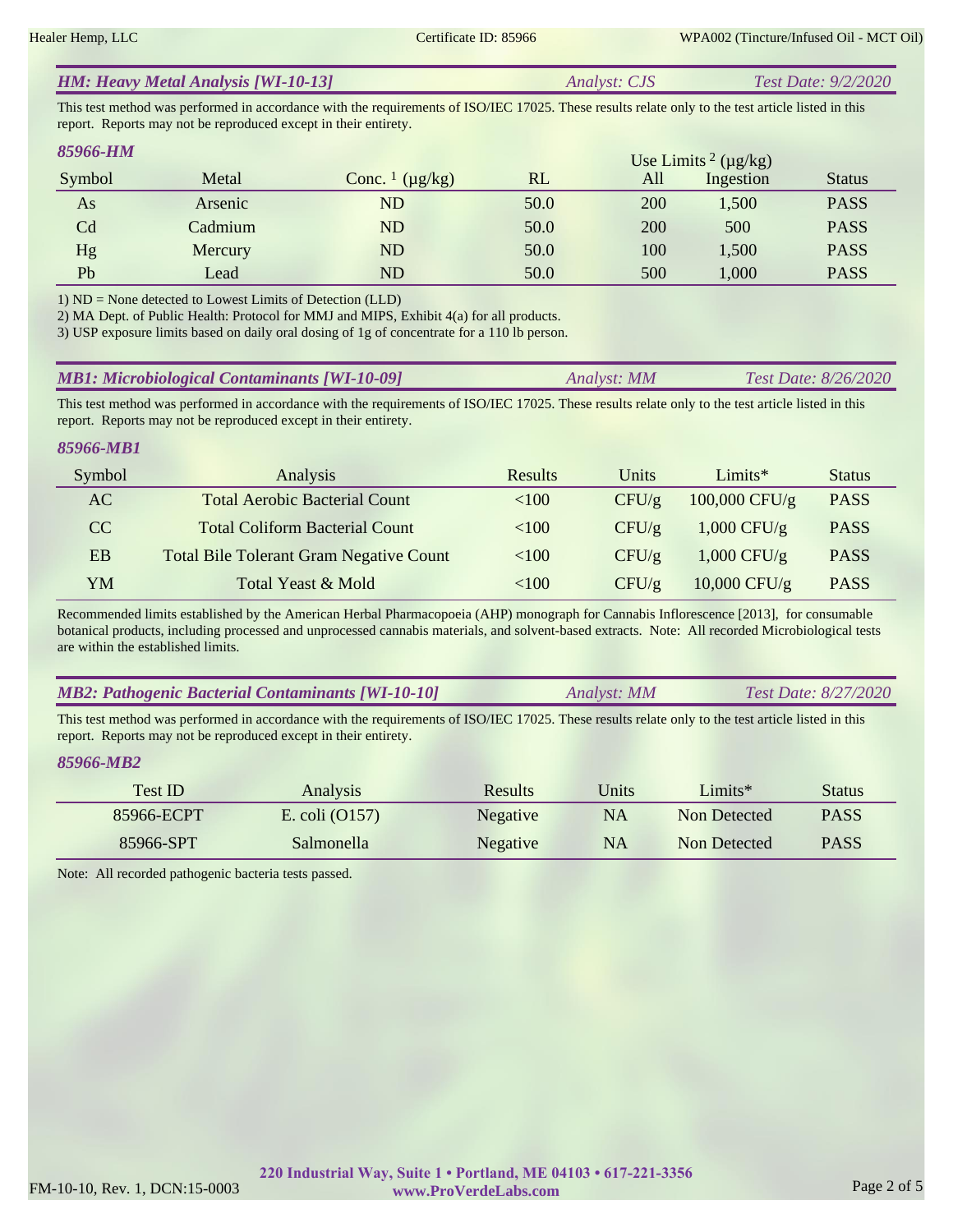## HM: Heavy Metal Analysis [WI-10-13]

*Analyst: CJS* *Test Date: 9/2/2020*

This test method was performed in accordance with the requirements of ISO/IEC 17025. These results relate only to the test article listed in this report. Reports may not be reproduced except in their entirety.

### 85966-HM

| Symbol | Metal | Conc. [1] (µg/kg) | RL | Use Limits [2] (µg/kg) All | Ingestion | Status |
|---|---|---|---|---|---|---|
| As | Arsenic | ND | 50.0 | 200 | 1,500 | PASS |
| Cd | Cadmium | ND | 50.0 | 200 | 500 | PASS |
| Hg | Mercury | ND | 50.0 | 100 | 1,500 | PASS |
| Pb | Lead | ND | 50.0 | 500 | 1,000 | PASS |

1) ND = None detected to Lowest Limits of Detection (LLD)
2) MA Dept. of Public Health: Protocol for MMJ and MIPS, Exhibit 4(a) for all products.
3) USP exposure limits based on daily oral dosing of 1g of concentrate for a 110 lb person.

## MB1: Microbiological Contaminants [WI-10-09]

*Analyst: MM* *Test Date: 8/26/2020*

This test method was performed in accordance with the requirements of ISO/IEC 17025. These results relate only to the test article listed in this report. Reports may not be reproduced except in their entirety.

### 85966-MB1

| Symbol | Analysis | Results | Units | Limits* | Status |
|---|---|---|---|---|---|
| AC | Total Aerobic Bacterial Count | <100 | CFU/g | 100,000 CFU/g | PASS |
| CC | Total Coliform Bacterial Count | <100 | CFU/g | 1,000 CFU/g | PASS |
| EB | Total Bile Tolerant Gram Negative Count | <100 | CFU/g | 1,000 CFU/g | PASS |
| YM | Total Yeast & Mold | <100 | CFU/g | 10,000 CFU/g | PASS |

Recommended limits established by the American Herbal Pharmacopoeia (AHP) monograph for Cannabis Inflorescence [2013], for consumable botanical products, including processed and unprocessed cannabis materials, and solvent-based extracts. Note: All recorded Microbiological tests are within the established limits.

## MB2: Pathogenic Bacterial Contaminants [WI-10-10]

*Analyst: MM* *Test Date: 8/27/2020*

This test method was performed in accordance with the requirements of ISO/IEC 17025. These results relate only to the test article listed in this report. Reports may not be reproduced except in their entirety.

### 85966-MB2

| Test ID | Analysis | Results | Units | Limits* | Status |
|---|---|---|---|---|---|
| 85966-ECPT | E. coli (O157) | Negative | NA | Non Detected | PASS |
| 85966-SPT | Salmonella | Negative | NA | Non Detected | PASS |

Note: All recorded pathogenic bacteria tests passed.

**220 Industrial Way, Suite 1 • Portland, ME 04103 • 617-221-3356**
**www.ProVerdeLabs.com**

FM-10-10, Rev. 1, DCN:15-0003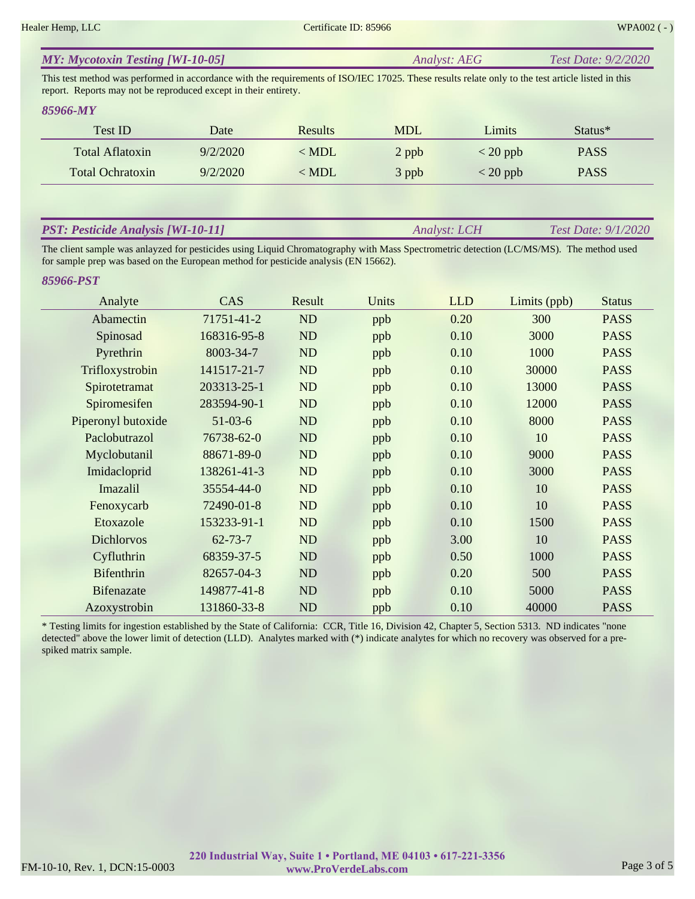## *MY: Mycotoxin Testing [WI-10-05]* — *Analyst: AEG* — *Test Date: 9/2/2020*

This test method was performed in accordance with the requirements of ISO/IEC 17025. These results relate only to the test article listed in this report. Reports may not be reproduced except in their entirety.

### *85966-MY*

| Test ID | Date | Results | MDL | Limits | Status* |
|---|---|---|---|---|---|
| Total Aflatoxin | 9/2/2020 | < MDL | 2 ppb | < 20 ppb | PASS |
| Total Ochratoxin | 9/2/2020 | < MDL | 3 ppb | < 20 ppb | PASS |

## *PST: Pesticide Analysis [WI-10-11]* — *Analyst: LCH* — *Test Date: 9/1/2020*

The client sample was anlayzed for pesticides using Liquid Chromatography with Mass Spectrometric detection (LC/MS/MS). The method used for sample prep was based on the European method for pesticide analysis (EN 15662).

### *85966-PST*

| Analyte | CAS | Result | Units | LLD | Limits (ppb) | Status |
|---|---|---|---|---|---|---|
| Abamectin | 71751-41-2 | ND | ppb | 0.20 | 300 | PASS |
| Spinosad | 168316-95-8 | ND | ppb | 0.10 | 3000 | PASS |
| Pyrethrin | 8003-34-7 | ND | ppb | 0.10 | 1000 | PASS |
| Trifloxystrobin | 141517-21-7 | ND | ppb | 0.10 | 30000 | PASS |
| Spirotetramat | 203313-25-1 | ND | ppb | 0.10 | 13000 | PASS |
| Spiromesifen | 283594-90-1 | ND | ppb | 0.10 | 12000 | PASS |
| Piperonyl butoxide | 51-03-6 | ND | ppb | 0.10 | 8000 | PASS |
| Paclobutrazol | 76738-62-0 | ND | ppb | 0.10 | 10 | PASS |
| Myclobutanil | 88671-89-0 | ND | ppb | 0.10 | 9000 | PASS |
| Imidacloprid | 138261-41-3 | ND | ppb | 0.10 | 3000 | PASS |
| Imazalil | 35554-44-0 | ND | ppb | 0.10 | 10 | PASS |
| Fenoxycarb | 72490-01-8 | ND | ppb | 0.10 | 10 | PASS |
| Etoxazole | 153233-91-1 | ND | ppb | 0.10 | 1500 | PASS |
| Dichlorvos | 62-73-7 | ND | ppb | 3.00 | 10 | PASS |
| Cyfluthrin | 68359-37-5 | ND | ppb | 0.50 | 1000 | PASS |
| Bifenthrin | 82657-04-3 | ND | ppb | 0.20 | 500 | PASS |
| Bifenazate | 149877-41-8 | ND | ppb | 0.10 | 5000 | PASS |
| Azoxystrobin | 131860-33-8 | ND | ppb | 0.10 | 40000 | PASS |

* Testing limits for ingestion established by the State of California: CCR, Title 16, Division 42, Chapter 5, Section 5313. ND indicates "none detected" above the lower limit of detection (LLD). Analytes marked with (*) indicate analytes for which no recovery was observed for a pre-spiked matrix sample.

**220 Industrial Way, Suite 1 • Portland, ME 04103 • 617-221-3356**
**www.ProVerdeLabs.com**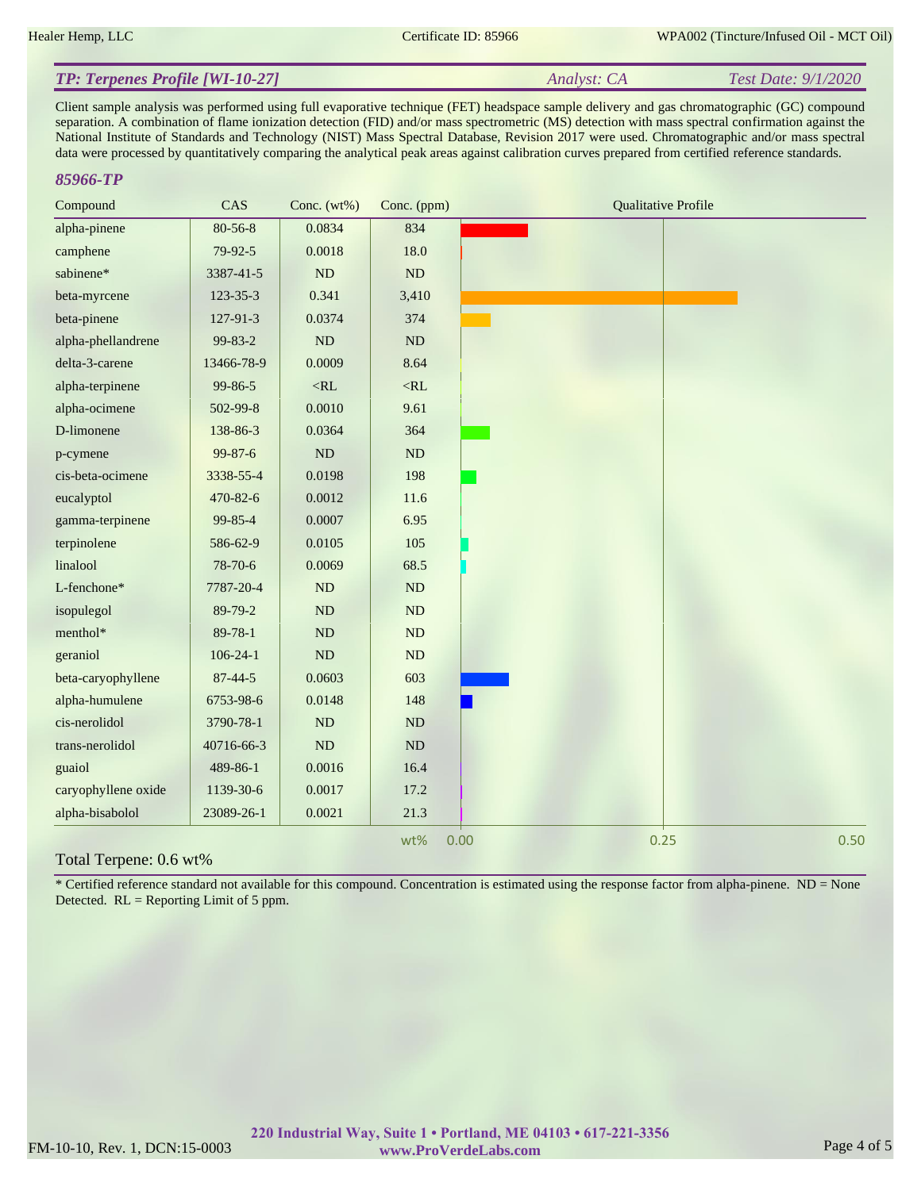## TP: Terpenes Profile [WI-10-27]

*Analyst: CA* *Test Date: 9/1/2020*

Client sample analysis was performed using full evaporative technique (FET) headspace sample delivery and gas chromatographic (GC) compound separation. A combination of flame ionization detection (FID) and/or mass spectrometric (MS) detection with mass spectral confirmation against the National Institute of Standards and Technology (NIST) Mass Spectral Database, Revision 2017 were used. Chromatographic and/or mass spectral data were processed by quantitatively comparing the analytical peak areas against calibration curves prepared from certified reference standards.

### 85966-TP

| Compound | CAS | Conc. (wt%) | Conc. (ppm) |
|---|---|---|---|
| alpha-pinene | 80-56-8 | 0.0834 | 834 |
| camphene | 79-92-5 | 0.0018 | 18.0 |
| sabinene* | 3387-41-5 | ND | ND |
| beta-myrcene | 123-35-3 | 0.341 | 3,410 |
| beta-pinene | 127-91-3 | 0.0374 | 374 |
| alpha-phellandrene | 99-83-2 | ND | ND |
| delta-3-carene | 13466-78-9 | 0.0009 | 8.64 |
| alpha-terpinene | 99-86-5 | <RL | <RL |
| alpha-ocimene | 502-99-8 | 0.0010 | 9.61 |
| D-limonene | 138-86-3 | 0.0364 | 364 |
| p-cymene | 99-87-6 | ND | ND |
| cis-beta-ocimene | 3338-55-4 | 0.0198 | 198 |
| eucalyptol | 470-82-6 | 0.0012 | 11.6 |
| gamma-terpinene | 99-85-4 | 0.0007 | 6.95 |
| terpinolene | 586-62-9 | 0.0105 | 105 |
| linalool | 78-70-6 | 0.0069 | 68.5 |
| L-fenchone* | 7787-20-4 | ND | ND |
| isopulegol | 89-79-2 | ND | ND |
| menthol* | 89-78-1 | ND | ND |
| geraniol | 106-24-1 | ND | ND |
| beta-caryophyllene | 87-44-5 | 0.0603 | 603 |
| alpha-humulene | 6753-98-6 | 0.0148 | 148 |
| cis-nerolidol | 3790-78-1 | ND | ND |
| trans-nerolidol | 40716-66-3 | ND | ND |
| guaiol | 489-86-1 | 0.0016 | 16.4 |
| caryophyllene oxide | 1139-30-6 | 0.0017 | 17.2 |
| alpha-bisabolol | 23089-26-1 | 0.0021 | 21.3 |

Total Terpene: 0.6 wt%

\* Certified reference standard not available for this compound. Concentration is estimated using the response factor from alpha-pinene. ND = None Detected. RL = Reporting Limit of 5 ppm.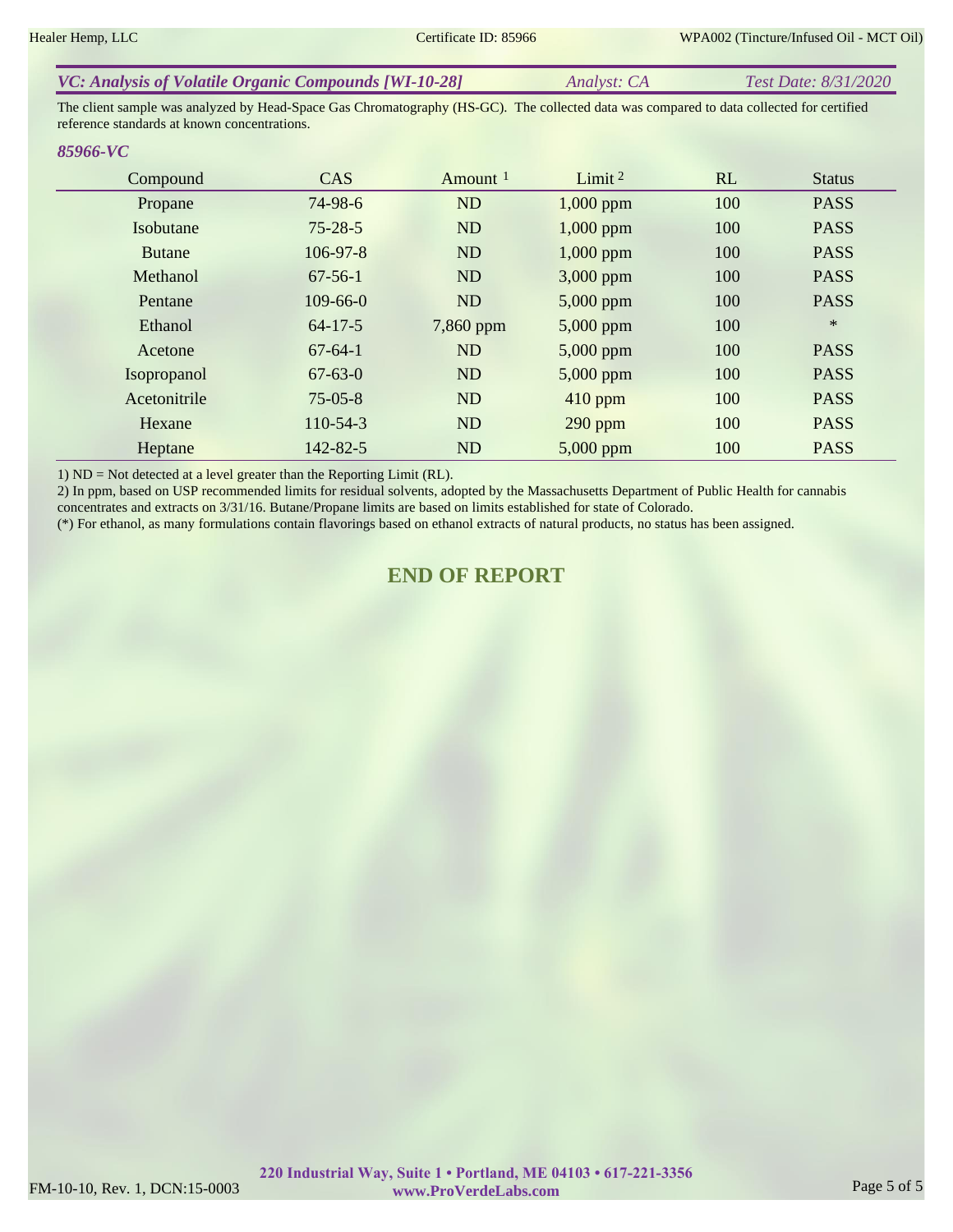## *VC: Analysis of Volatile Organic Compounds [WI-10-28]* *Analyst: CA* *Test Date: 8/31/2020*

The client sample was analyzed by Head-Space Gas Chromatography (HS-GC). The collected data was compared to data collected for certified reference standards at known concentrations.

### *85966-VC*

| Compound | CAS | Amount [1] | Limit [2] | RL | Status |
|---|---|---|---|---|---|
| Propane | 74-98-6 | ND | 1,000 ppm | 100 | PASS |
| Isobutane | 75-28-5 | ND | 1,000 ppm | 100 | PASS |
| Butane | 106-97-8 | ND | 1,000 ppm | 100 | PASS |
| Methanol | 67-56-1 | ND | 3,000 ppm | 100 | PASS |
| Pentane | 109-66-0 | ND | 5,000 ppm | 100 | PASS |
| Ethanol | 64-17-5 | 7,860 ppm | 5,000 ppm | 100 | * |
| Acetone | 67-64-1 | ND | 5,000 ppm | 100 | PASS |
| Isopropanol | 67-63-0 | ND | 5,000 ppm | 100 | PASS |
| Acetonitrile | 75-05-8 | ND | 410 ppm | 100 | PASS |
| Hexane | 110-54-3 | ND | 290 ppm | 100 | PASS |
| Heptane | 142-82-5 | ND | 5,000 ppm | 100 | PASS |

1) ND = Not detected at a level greater than the Reporting Limit (RL).
2) In ppm, based on USP recommended limits for residual solvents, adopted by the Massachusetts Department of Public Health for cannabis concentrates and extracts on 3/31/16. Butane/Propane limits are based on limits established for state of Colorado.
(*) For ethanol, as many formulations contain flavorings based on ethanol extracts of natural products, no status has been assigned.

## END OF REPORT

**220 Industrial Way, Suite 1 • Portland, ME 04103 • 617-221-3356**
**www.ProVerdeLabs.com**

FM-10-10, Rev. 1, DCN:15-0003